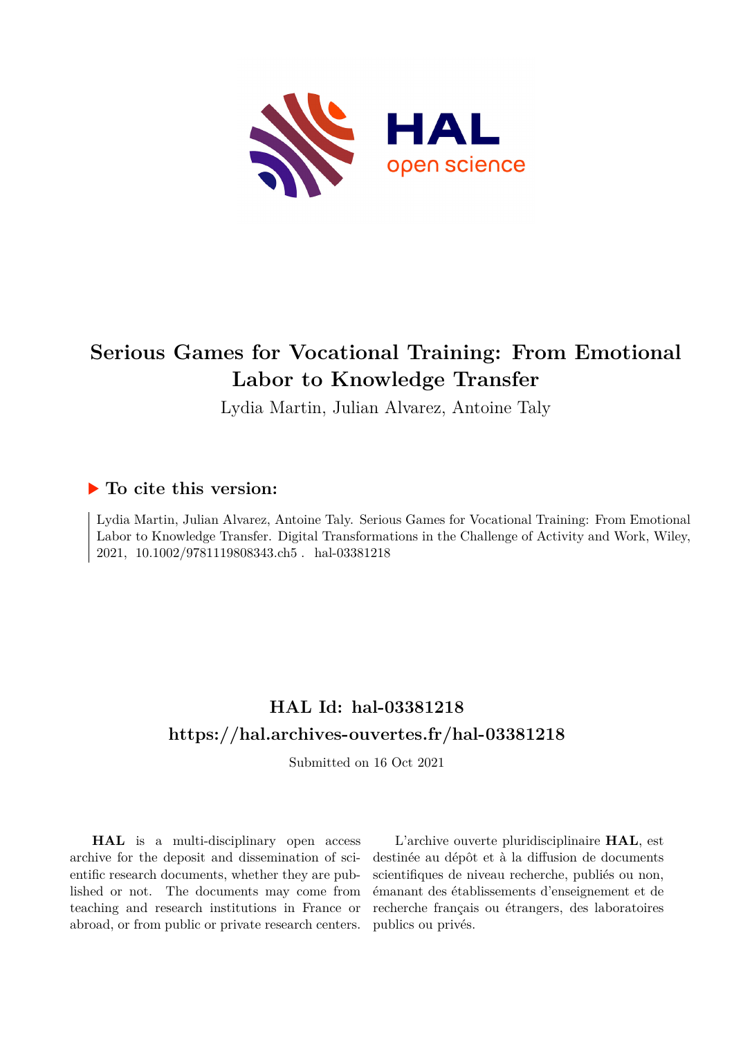# Serious Games for Vocational Training: From Emotional Labor to Knowledge Transfer

Lydia Martin, Julian Alvarez, Antoine Taly

## ▶ To cite this version:

Lydia Martin, Julian Alvarez, Antoine Taly. Serious Games for Vocational Training: From Emotional Labor to Knowledge Transfer. Digital Transformations in the Challenge of Activity and Work, Wiley, 2021, 10.1002/9781119808343.ch5. hal-03381218

## HAL Id: hal-03381218

## https://hal.archives-ouvertes.fr/hal-03381218

Submitted on 16 Oct 2021

**HAL** is a multi-disciplinary open access archive for the deposit and dissemination of scientific research documents, whether they are published or not. The documents may come from teaching and research institutions in France or abroad, or from public or private research centers.

L'archive ouverte pluridisciplinaire **HAL**, est destinée au dépôt et à la diffusion de documents scientifiques de niveau recherche, publiés ou non, émanant des établissements d'enseignement et de recherche français ou étrangers, des laboratoires publics ou privés.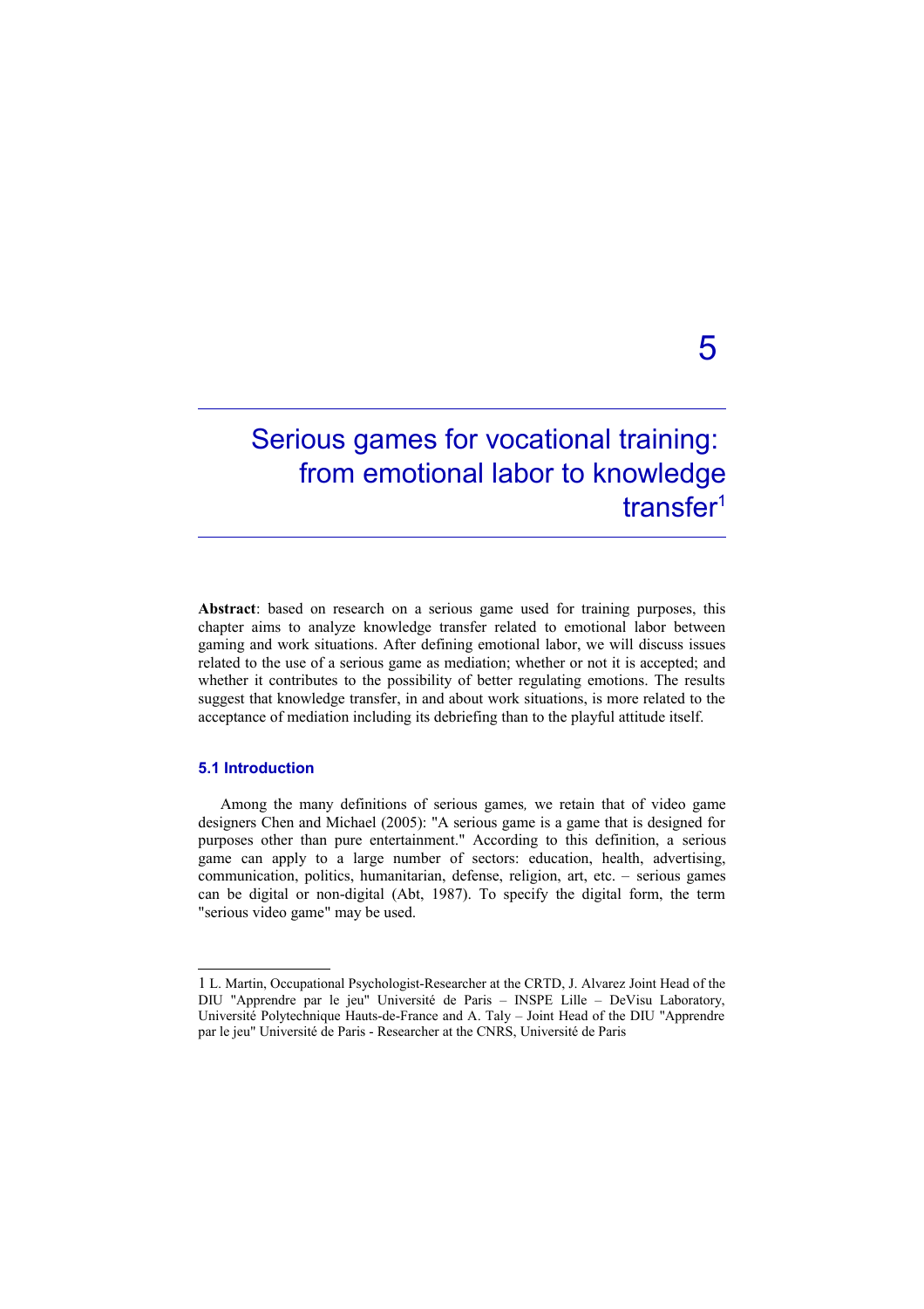# 5

# Serious games for vocational training: from emotional labor to knowledge transfer[1]

**Abstract**: based on research on a serious game used for training purposes, this chapter aims to analyze knowledge transfer related to emotional labor between gaming and work situations. After defining emotional labor, we will discuss issues related to the use of a serious game as mediation; whether or not it is accepted; and whether it contributes to the possibility of better regulating emotions. The results suggest that knowledge transfer, in and about work situations, is more related to the acceptance of mediation including its debriefing than to the playful attitude itself.

## 5.1 Introduction

Among the many definitions of serious games*,* we retain that of video game designers Chen and Michael (2005): "A serious game is a game that is designed for purposes other than pure entertainment." According to this definition, a serious game can apply to a large number of sectors: education, health, advertising, communication, politics, humanitarian, defense, religion, art, etc. – serious games can be digital or non-digital (Abt, 1987). To specify the digital form, the term "serious video game" may be used.

---

1 L. Martin, Occupational Psychologist-Researcher at the CRTD, J. Alvarez Joint Head of the DIU "Apprendre par le jeu" Université de Paris – INSPE Lille – DeVisu Laboratory, Université Polytechnique Hauts-de-France and A. Taly – Joint Head of the DIU "Apprendre par le jeu" Université de Paris - Researcher at the CNRS, Université de Paris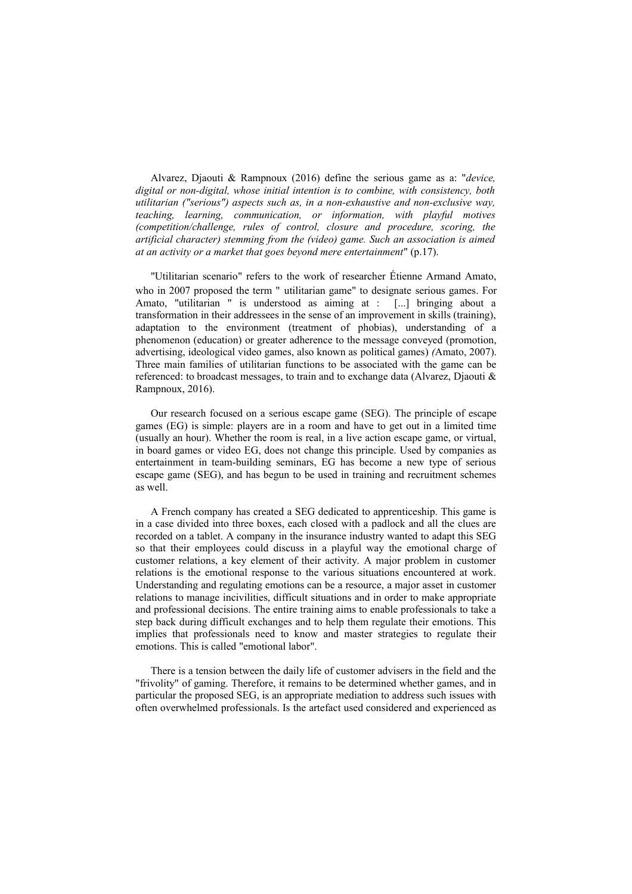Alvarez, Djaouti & Rampnoux (2016) define the serious game as a: "*device, digital or non-digital, whose initial intention is to combine, with consistency, both utilitarian ("serious") aspects such as, in a non-exhaustive and non-exclusive way, teaching, learning, communication, or information, with playful motives (competition/challenge, rules of control, closure and procedure, scoring, the artificial character) stemming from the (video) game. Such an association is aimed at an activity or a market that goes beyond mere entertainment*" (p.17).

"Utilitarian scenario" refers to the work of researcher Étienne Armand Amato, who in 2007 proposed the term " utilitarian game" to designate serious games. For Amato, "utilitarian " is understood as aiming at : [...] bringing about a transformation in their addressees in the sense of an improvement in skills (training), adaptation to the environment (treatment of phobias), understanding of a phenomenon (education) or greater adherence to the message conveyed (promotion, advertising, ideological video games, also known as political games) *(*Amato, 2007). Three main families of utilitarian functions to be associated with the game can be referenced: to broadcast messages, to train and to exchange data (Alvarez, Djaouti & Rampnoux, 2016).

Our research focused on a serious escape game (SEG). The principle of escape games (EG) is simple: players are in a room and have to get out in a limited time (usually an hour). Whether the room is real, in a live action escape game, or virtual, in board games or video EG, does not change this principle. Used by companies as entertainment in team-building seminars, EG has become a new type of serious escape game (SEG), and has begun to be used in training and recruitment schemes as well.

A French company has created a SEG dedicated to apprenticeship. This game is in a case divided into three boxes, each closed with a padlock and all the clues are recorded on a tablet. A company in the insurance industry wanted to adapt this SEG so that their employees could discuss in a playful way the emotional charge of customer relations, a key element of their activity. A major problem in customer relations is the emotional response to the various situations encountered at work. Understanding and regulating emotions can be a resource, a major asset in customer relations to manage incivilities, difficult situations and in order to make appropriate and professional decisions. The entire training aims to enable professionals to take a step back during difficult exchanges and to help them regulate their emotions. This implies that professionals need to know and master strategies to regulate their emotions. This is called "emotional labor".

There is a tension between the daily life of customer advisers in the field and the "frivolity" of gaming. Therefore, it remains to be determined whether games, and in particular the proposed SEG, is an appropriate mediation to address such issues with often overwhelmed professionals. Is the artefact used considered and experienced as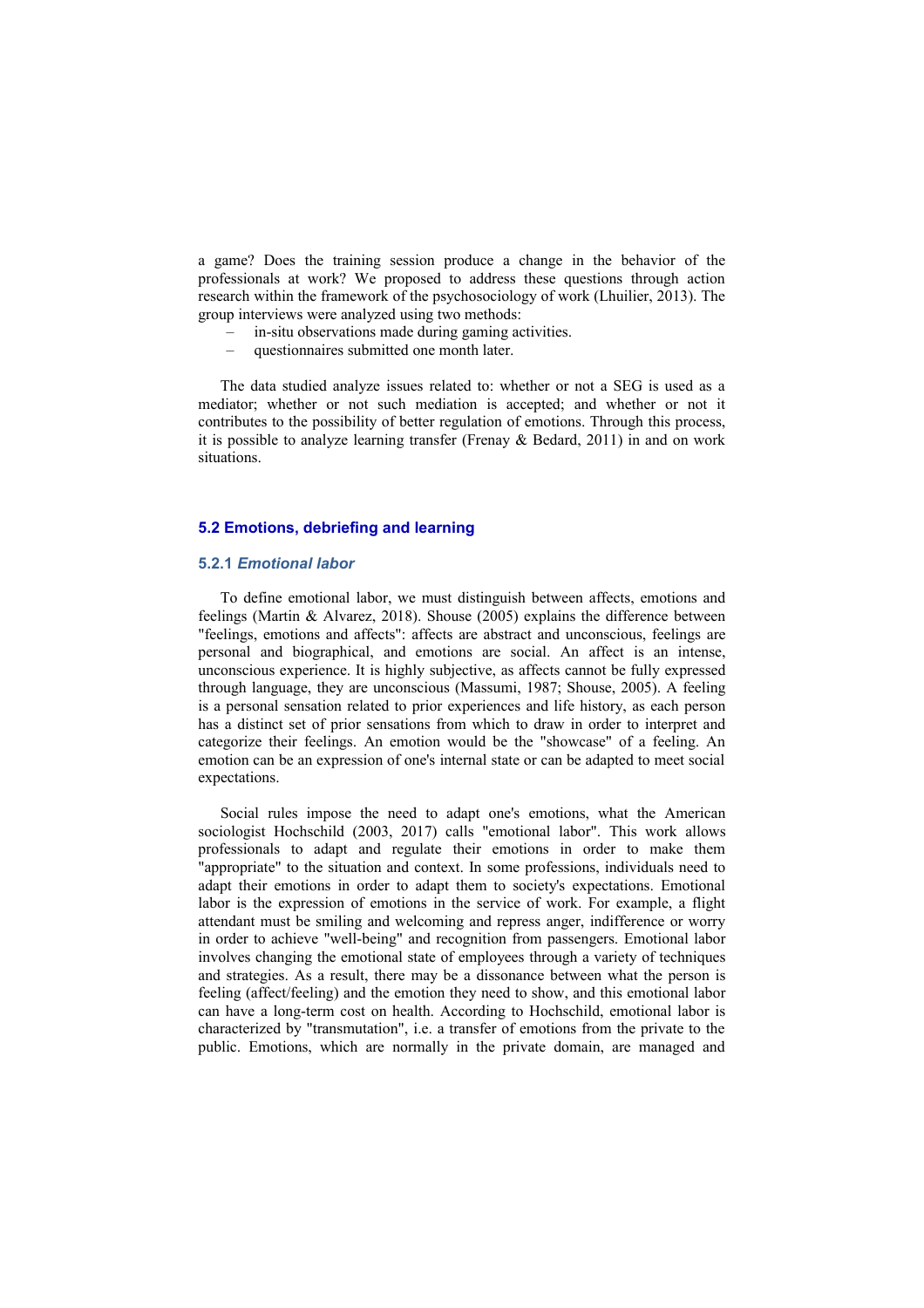a game? Does the training session produce a change in the behavior of the professionals at work? We proposed to address these questions through action research within the framework of the psychosociology of work (Lhuilier, 2013). The group interviews were analyzed using two methods:

- in-situ observations made during gaming activities.
- questionnaires submitted one month later.

The data studied analyze issues related to: whether or not a SEG is used as a mediator; whether or not such mediation is accepted; and whether or not it contributes to the possibility of better regulation of emotions. Through this process, it is possible to analyze learning transfer (Frenay & Bedard, 2011) in and on work situations.

## 5.2 Emotions, debriefing and learning

### 5.2.1 *Emotional labor*

To define emotional labor, we must distinguish between affects, emotions and feelings (Martin & Alvarez, 2018). Shouse (2005) explains the difference between "feelings, emotions and affects": affects are abstract and unconscious, feelings are personal and biographical, and emotions are social. An affect is an intense, unconscious experience. It is highly subjective, as affects cannot be fully expressed through language, they are unconscious (Massumi, 1987; Shouse, 2005). A feeling is a personal sensation related to prior experiences and life history, as each person has a distinct set of prior sensations from which to draw in order to interpret and categorize their feelings. An emotion would be the "showcase" of a feeling. An emotion can be an expression of one's internal state or can be adapted to meet social expectations.

Social rules impose the need to adapt one's emotions, what the American sociologist Hochschild (2003, 2017) calls "emotional labor". This work allows professionals to adapt and regulate their emotions in order to make them "appropriate" to the situation and context. In some professions, individuals need to adapt their emotions in order to adapt them to society's expectations. Emotional labor is the expression of emotions in the service of work. For example, a flight attendant must be smiling and welcoming and repress anger, indifference or worry in order to achieve "well-being" and recognition from passengers. Emotional labor involves changing the emotional state of employees through a variety of techniques and strategies. As a result, there may be a dissonance between what the person is feeling (affect/feeling) and the emotion they need to show, and this emotional labor can have a long-term cost on health. According to Hochschild, emotional labor is characterized by "transmutation", i.e. a transfer of emotions from the private to the public. Emotions, which are normally in the private domain, are managed and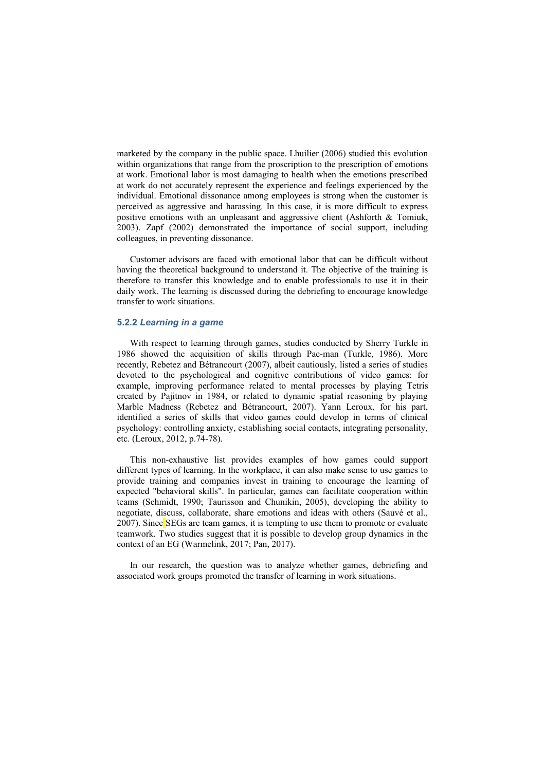marketed by the company in the public space. Lhuilier (2006) studied this evolution within organizations that range from the proscription to the prescription of emotions at work. Emotional labor is most damaging to health when the emotions prescribed at work do not accurately represent the experience and feelings experienced by the individual. Emotional dissonance among employees is strong when the customer is perceived as aggressive and harassing. In this case, it is more difficult to express positive emotions with an unpleasant and aggressive client (Ashforth & Tomiuk, 2003). Zapf (2002) demonstrated the importance of social support, including colleagues, in preventing dissonance.

Customer advisors are faced with emotional labor that can be difficult without having the theoretical background to understand it. The objective of the training is therefore to transfer this knowledge and to enable professionals to use it in their daily work. The learning is discussed during the debriefing to encourage knowledge transfer to work situations.

### 5.2.2 *Learning in a game*

With respect to learning through games, studies conducted by Sherry Turkle in 1986 showed the acquisition of skills through Pac-man (Turkle, 1986). More recently, Rebetez and Bétrancourt (2007), albeit cautiously, listed a series of studies devoted to the psychological and cognitive contributions of video games: for example, improving performance related to mental processes by playing Tetris created by Pajitnov in 1984, or related to dynamic spatial reasoning by playing Marble Madness (Rebetez and Bétrancourt, 2007). Yann Leroux, for his part, identified a series of skills that video games could develop in terms of clinical psychology: controlling anxiety, establishing social contacts, integrating personality, etc. (Leroux, 2012, p.74-78).

This non-exhaustive list provides examples of how games could support different types of learning. In the workplace, it can also make sense to use games to provide training and companies invest in training to encourage the learning of expected "behavioral skills". In particular, games can facilitate cooperation within teams (Schmidt, 1990; Taurisson and Chunikin, 2005), developing the ability to negotiate, discuss, collaborate, share emotions and ideas with others (Sauvé et al., 2007). Since SEGs are team games, it is tempting to use them to promote or evaluate teamwork. Two studies suggest that it is possible to develop group dynamics in the context of an EG (Warmelink, 2017; Pan, 2017).

In our research, the question was to analyze whether games, debriefing and associated work groups promoted the transfer of learning in work situations.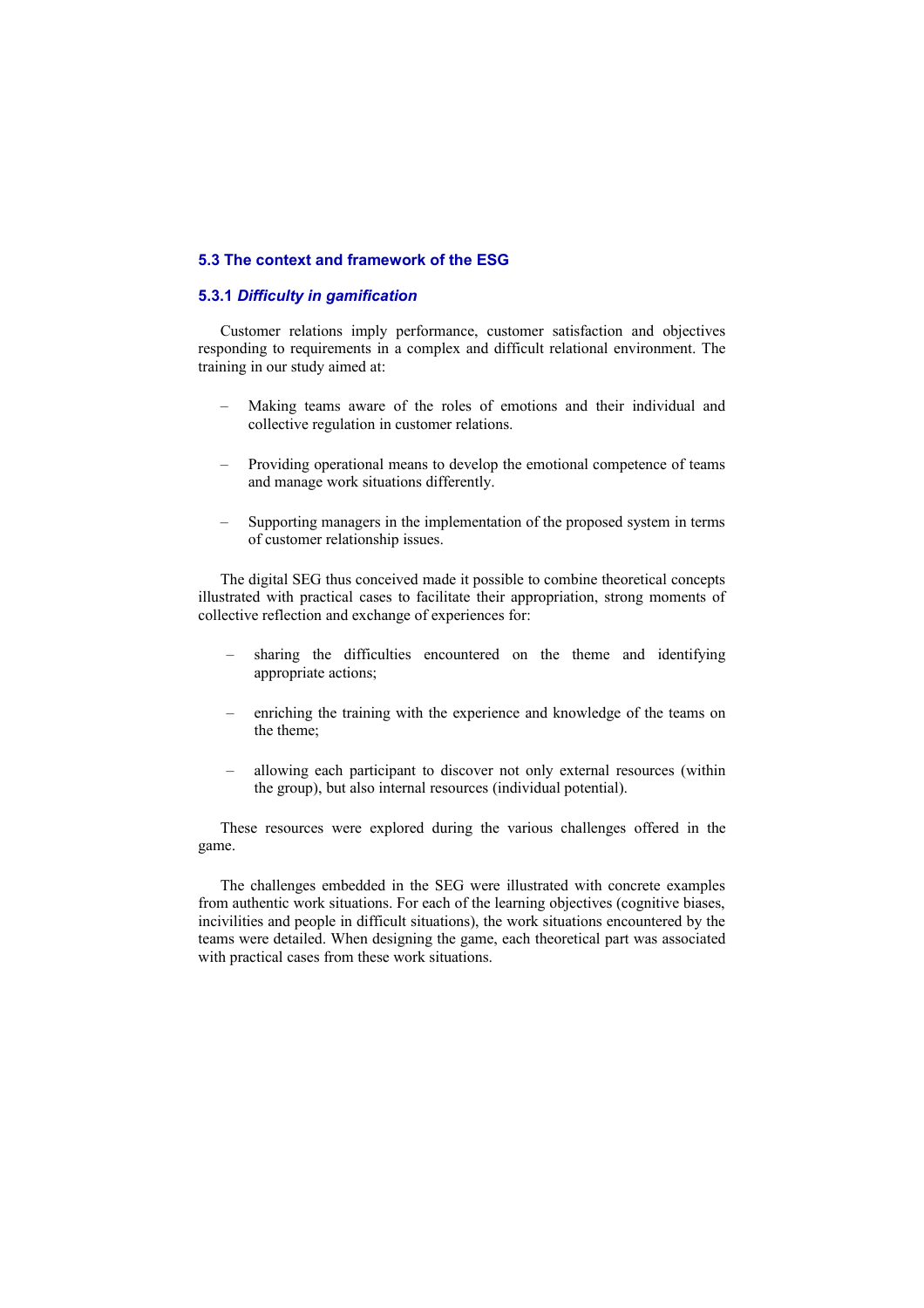## 5.3 The context and framework of the ESG

### 5.3.1 *Difficulty in gamification*

Customer relations imply performance, customer satisfaction and objectives responding to requirements in a complex and difficult relational environment. The training in our study aimed at:

– Making teams aware of the roles of emotions and their individual and collective regulation in customer relations.

– Providing operational means to develop the emotional competence of teams and manage work situations differently.

– Supporting managers in the implementation of the proposed system in terms of customer relationship issues.

The digital SEG thus conceived made it possible to combine theoretical concepts illustrated with practical cases to facilitate their appropriation, strong moments of collective reflection and exchange of experiences for:

– sharing the difficulties encountered on the theme and identifying appropriate actions;

– enriching the training with the experience and knowledge of the teams on the theme;

– allowing each participant to discover not only external resources (within the group), but also internal resources (individual potential).

These resources were explored during the various challenges offered in the game.

The challenges embedded in the SEG were illustrated with concrete examples from authentic work situations. For each of the learning objectives (cognitive biases, incivilities and people in difficult situations), the work situations encountered by the teams were detailed. When designing the game, each theoretical part was associated with practical cases from these work situations.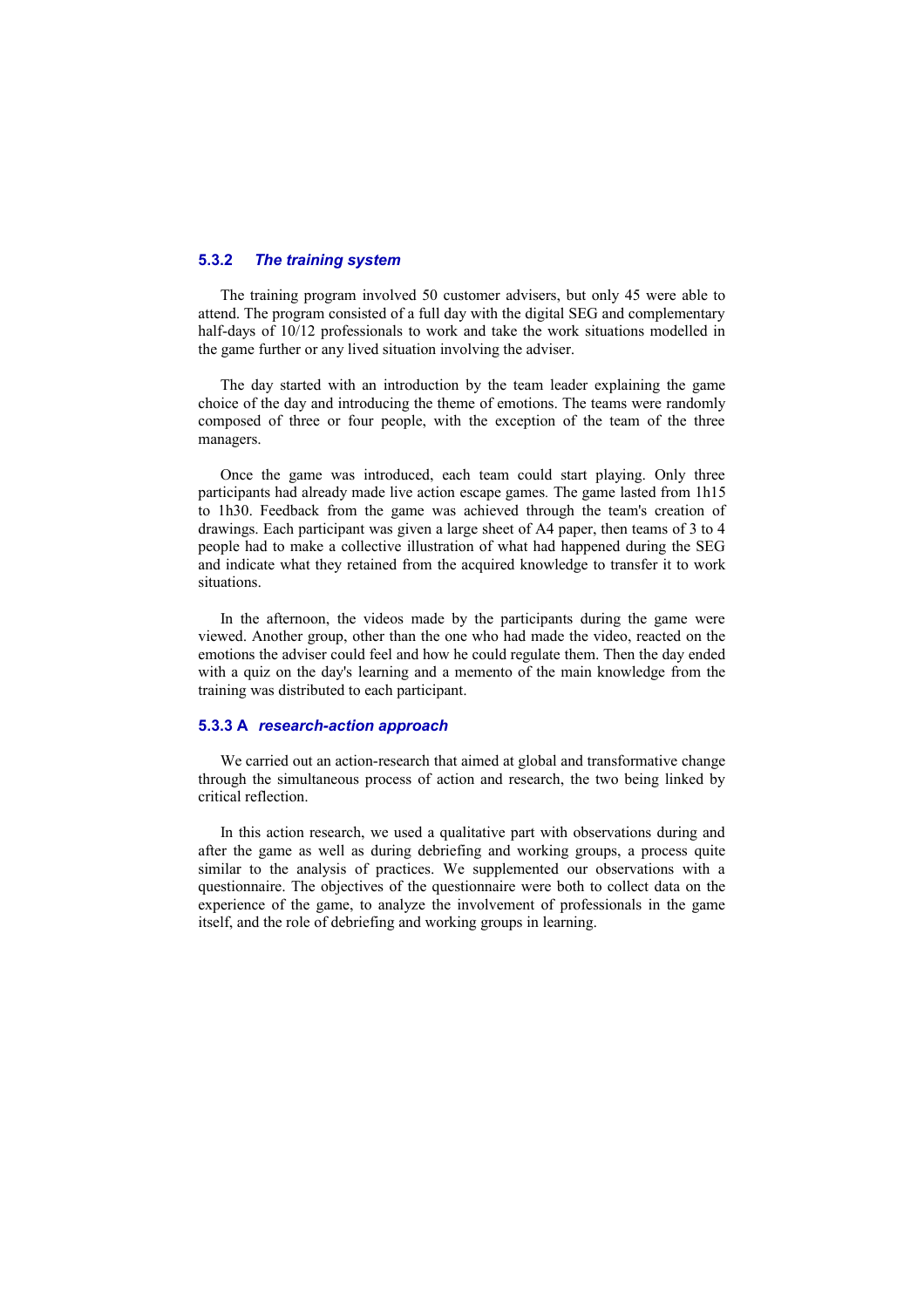### 5.3.2 *The training system*

The training program involved 50 customer advisers, but only 45 were able to attend. The program consisted of a full day with the digital SEG and complementary half-days of 10/12 professionals to work and take the work situations modelled in the game further or any lived situation involving the adviser.

The day started with an introduction by the team leader explaining the game choice of the day and introducing the theme of emotions. The teams were randomly composed of three or four people, with the exception of the team of the three managers.

Once the game was introduced, each team could start playing. Only three participants had already made live action escape games. The game lasted from 1h15 to 1h30. Feedback from the game was achieved through the team's creation of drawings. Each participant was given a large sheet of A4 paper, then teams of 3 to 4 people had to make a collective illustration of what had happened during the SEG and indicate what they retained from the acquired knowledge to transfer it to work situations.

In the afternoon, the videos made by the participants during the game were viewed. Another group, other than the one who had made the video, reacted on the emotions the adviser could feel and how he could regulate them. Then the day ended with a quiz on the day's learning and a memento of the main knowledge from the training was distributed to each participant.

### 5.3.3 A *research-action approach*

We carried out an action-research that aimed at global and transformative change through the simultaneous process of action and research, the two being linked by critical reflection.

In this action research, we used a qualitative part with observations during and after the game as well as during debriefing and working groups, a process quite similar to the analysis of practices. We supplemented our observations with a questionnaire. The objectives of the questionnaire were both to collect data on the experience of the game, to analyze the involvement of professionals in the game itself, and the role of debriefing and working groups in learning.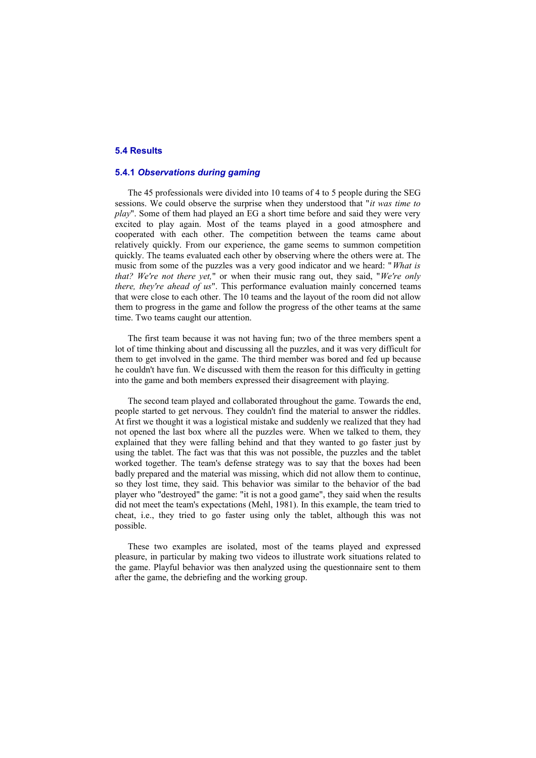### 5.4 Results

#### 5.4.1 *Observations during gaming*

The 45 professionals were divided into 10 teams of 4 to 5 people during the SEG sessions. We could observe the surprise when they understood that "*it was time to play*". Some of them had played an EG a short time before and said they were very excited to play again. Most of the teams played in a good atmosphere and cooperated with each other. The competition between the teams came about relatively quickly. From our experience, the game seems to summon competition quickly. The teams evaluated each other by observing where the others were at. The music from some of the puzzles was a very good indicator and we heard: "*What is that? We're not there yet,*" or when their music rang out, they said, "*We're only there, they're ahead of us*". This performance evaluation mainly concerned teams that were close to each other. The 10 teams and the layout of the room did not allow them to progress in the game and follow the progress of the other teams at the same time. Two teams caught our attention.

The first team because it was not having fun; two of the three members spent a lot of time thinking about and discussing all the puzzles, and it was very difficult for them to get involved in the game. The third member was bored and fed up because he couldn't have fun. We discussed with them the reason for this difficulty in getting into the game and both members expressed their disagreement with playing.

The second team played and collaborated throughout the game. Towards the end, people started to get nervous. They couldn't find the material to answer the riddles. At first we thought it was a logistical mistake and suddenly we realized that they had not opened the last box where all the puzzles were. When we talked to them, they explained that they were falling behind and that they wanted to go faster just by using the tablet. The fact was that this was not possible, the puzzles and the tablet worked together. The team's defense strategy was to say that the boxes had been badly prepared and the material was missing, which did not allow them to continue, so they lost time, they said. This behavior was similar to the behavior of the bad player who "destroyed" the game: "it is not a good game", they said when the results did not meet the team's expectations (Mehl, 1981). In this example, the team tried to cheat, i.e., they tried to go faster using only the tablet, although this was not possible.

These two examples are isolated, most of the teams played and expressed pleasure, in particular by making two videos to illustrate work situations related to the game. Playful behavior was then analyzed using the questionnaire sent to them after the game, the debriefing and the working group.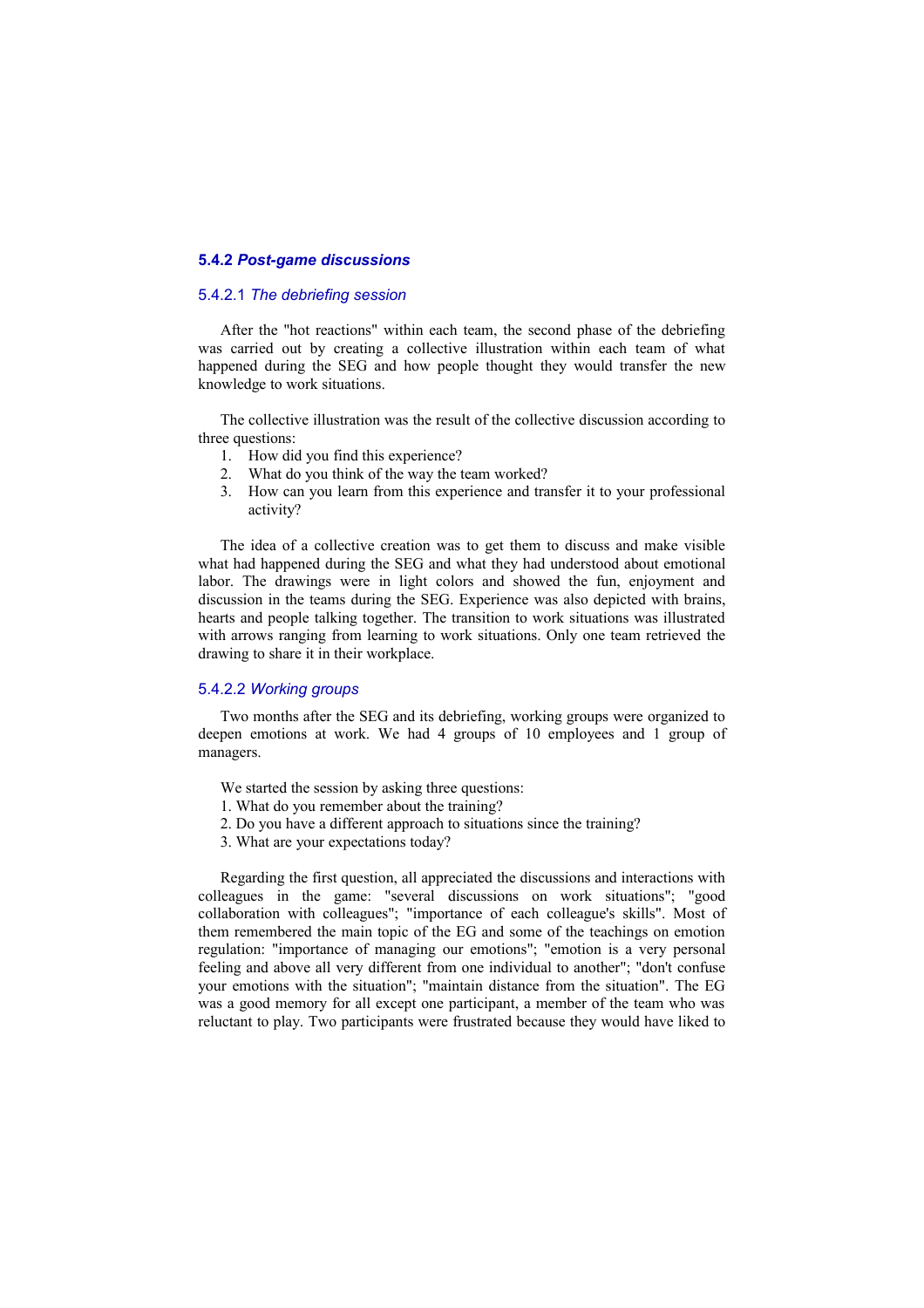### 5.4.2 *Post-game discussions*

#### 5.4.2.1 *The debriefing session*

After the "hot reactions" within each team, the second phase of the debriefing was carried out by creating a collective illustration within each team of what happened during the SEG and how people thought they would transfer the new knowledge to work situations.

The collective illustration was the result of the collective discussion according to three questions:

1. How did you find this experience?
2. What do you think of the way the team worked?
3. How can you learn from this experience and transfer it to your professional activity?

The idea of a collective creation was to get them to discuss and make visible what had happened during the SEG and what they had understood about emotional labor. The drawings were in light colors and showed the fun, enjoyment and discussion in the teams during the SEG. Experience was also depicted with brains, hearts and people talking together. The transition to work situations was illustrated with arrows ranging from learning to work situations. Only one team retrieved the drawing to share it in their workplace.

#### 5.4.2.2 *Working groups*

Two months after the SEG and its debriefing, working groups were organized to deepen emotions at work. We had 4 groups of 10 employees and 1 group of managers.

We started the session by asking three questions:

1. What do you remember about the training?
2. Do you have a different approach to situations since the training?
3. What are your expectations today?

Regarding the first question, all appreciated the discussions and interactions with colleagues in the game: "several discussions on work situations"; "good collaboration with colleagues"; "importance of each colleague's skills". Most of them remembered the main topic of the EG and some of the teachings on emotion regulation: "importance of managing our emotions"; "emotion is a very personal feeling and above all very different from one individual to another"; "don't confuse your emotions with the situation"; "maintain distance from the situation". The EG was a good memory for all except one participant, a member of the team who was reluctant to play. Two participants were frustrated because they would have liked to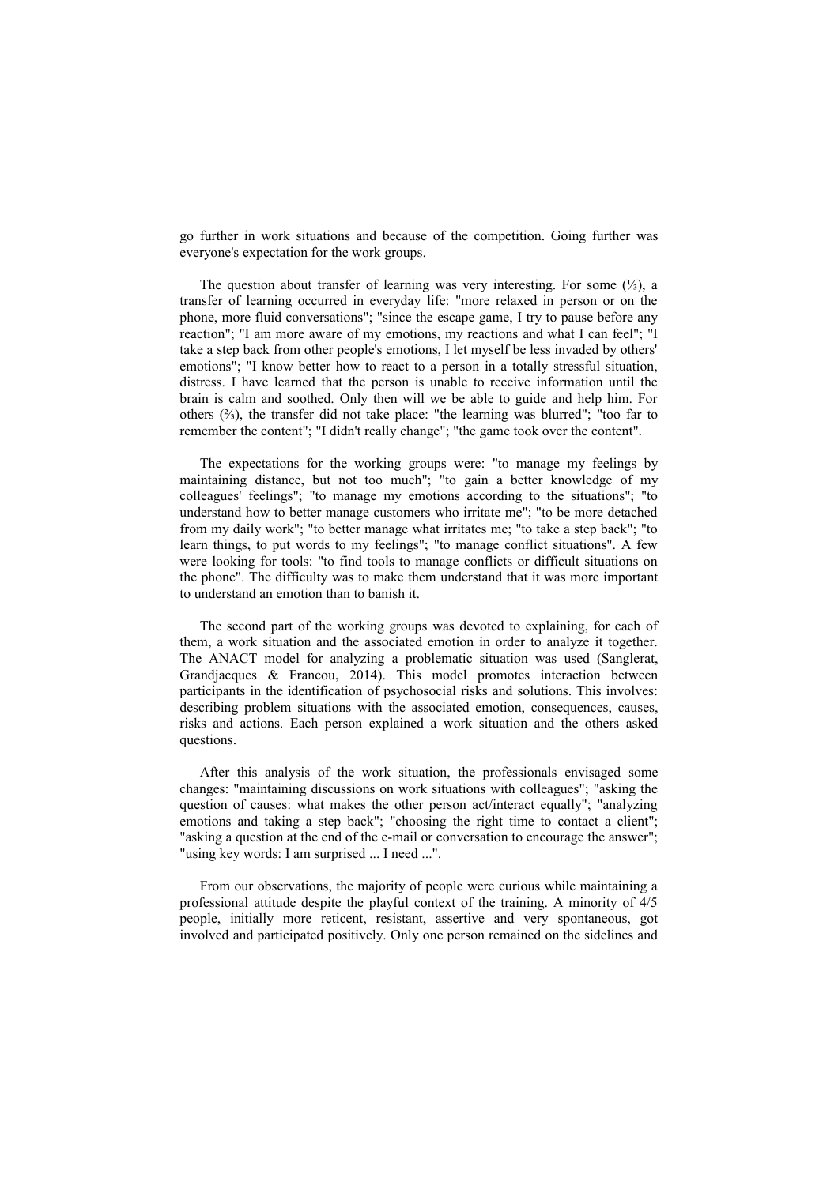go further in work situations and because of the competition. Going further was everyone's expectation for the work groups.

The question about transfer of learning was very interesting. For some (⅓), a transfer of learning occurred in everyday life: "more relaxed in person or on the phone, more fluid conversations"; "since the escape game, I try to pause before any reaction"; "I am more aware of my emotions, my reactions and what I can feel"; "I take a step back from other people's emotions, I let myself be less invaded by others' emotions"; "I know better how to react to a person in a totally stressful situation, distress. I have learned that the person is unable to receive information until the brain is calm and soothed. Only then will we be able to guide and help him. For others (⅔), the transfer did not take place: "the learning was blurred"; "too far to remember the content"; "I didn't really change"; "the game took over the content".

The expectations for the working groups were: "to manage my feelings by maintaining distance, but not too much"; "to gain a better knowledge of my colleagues' feelings"; "to manage my emotions according to the situations"; "to understand how to better manage customers who irritate me"; "to be more detached from my daily work"; "to better manage what irritates me; "to take a step back"; "to learn things, to put words to my feelings"; "to manage conflict situations". A few were looking for tools: "to find tools to manage conflicts or difficult situations on the phone". The difficulty was to make them understand that it was more important to understand an emotion than to banish it.

The second part of the working groups was devoted to explaining, for each of them, a work situation and the associated emotion in order to analyze it together. The ANACT model for analyzing a problematic situation was used (Sanglerat, Grandjacques & Francou, 2014). This model promotes interaction between participants in the identification of psychosocial risks and solutions. This involves: describing problem situations with the associated emotion, consequences, causes, risks and actions. Each person explained a work situation and the others asked questions.

After this analysis of the work situation, the professionals envisaged some changes: "maintaining discussions on work situations with colleagues"; "asking the question of causes: what makes the other person act/interact equally"; "analyzing emotions and taking a step back"; "choosing the right time to contact a client"; "asking a question at the end of the e-mail or conversation to encourage the answer"; "using key words: I am surprised ... I need ...".

From our observations, the majority of people were curious while maintaining a professional attitude despite the playful context of the training. A minority of 4/5 people, initially more reticent, resistant, assertive and very spontaneous, got involved and participated positively. Only one person remained on the sidelines and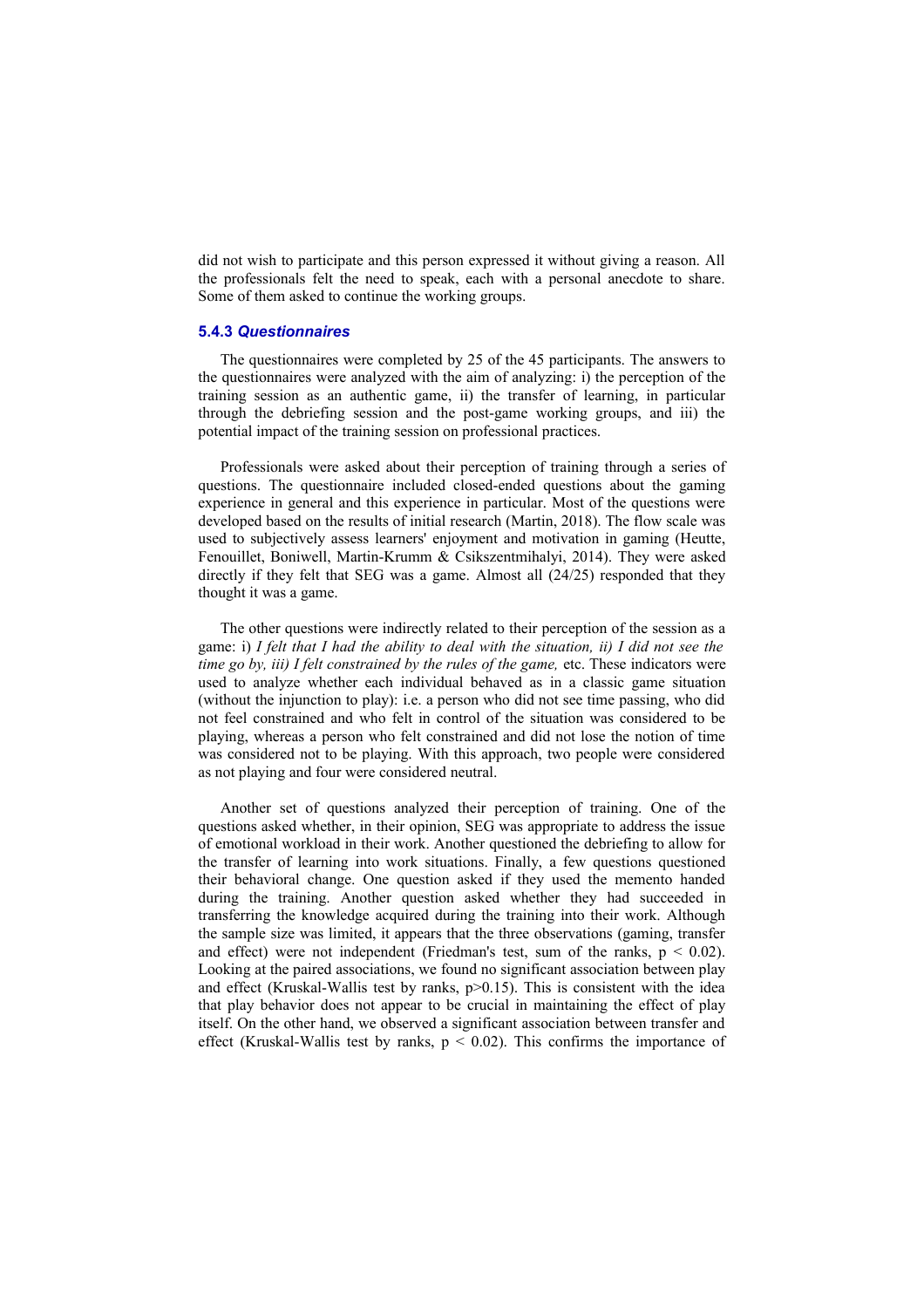did not wish to participate and this person expressed it without giving a reason. All the professionals felt the need to speak, each with a personal anecdote to share. Some of them asked to continue the working groups.

### 5.4.3 *Questionnaires*

The questionnaires were completed by 25 of the 45 participants. The answers to the questionnaires were analyzed with the aim of analyzing: i) the perception of the training session as an authentic game, ii) the transfer of learning, in particular through the debriefing session and the post-game working groups, and iii) the potential impact of the training session on professional practices.

Professionals were asked about their perception of training through a series of questions. The questionnaire included closed-ended questions about the gaming experience in general and this experience in particular. Most of the questions were developed based on the results of initial research (Martin, 2018). The flow scale was used to subjectively assess learners' enjoyment and motivation in gaming (Heutte, Fenouillet, Boniwell, Martin-Krumm & Csikszentmihalyi, 2014). They were asked directly if they felt that SEG was a game. Almost all (24/25) responded that they thought it was a game.

The other questions were indirectly related to their perception of the session as a game: i) *I felt that I had the ability to deal with the situation, ii) I did not see the time go by, iii) I felt constrained by the rules of the game,* etc. These indicators were used to analyze whether each individual behaved as in a classic game situation (without the injunction to play): i.e. a person who did not see time passing, who did not feel constrained and who felt in control of the situation was considered to be playing, whereas a person who felt constrained and did not lose the notion of time was considered not to be playing. With this approach, two people were considered as not playing and four were considered neutral.

Another set of questions analyzed their perception of training. One of the questions asked whether, in their opinion, SEG was appropriate to address the issue of emotional workload in their work. Another questioned the debriefing to allow for the transfer of learning into work situations. Finally, a few questions questioned their behavioral change. One question asked if they used the memento handed during the training. Another question asked whether they had succeeded in transferring the knowledge acquired during the training into their work. Although the sample size was limited, it appears that the three observations (gaming, transfer and effect) were not independent (Friedman's test, sum of the ranks, $p < 0.02$). Looking at the paired associations, we found no significant association between play and effect (Kruskal-Wallis test by ranks, $p>0.15$). This is consistent with the idea that play behavior does not appear to be crucial in maintaining the effect of play itself. On the other hand, we observed a significant association between transfer and effect (Kruskal-Wallis test by ranks, $p < 0.02$). This confirms the importance of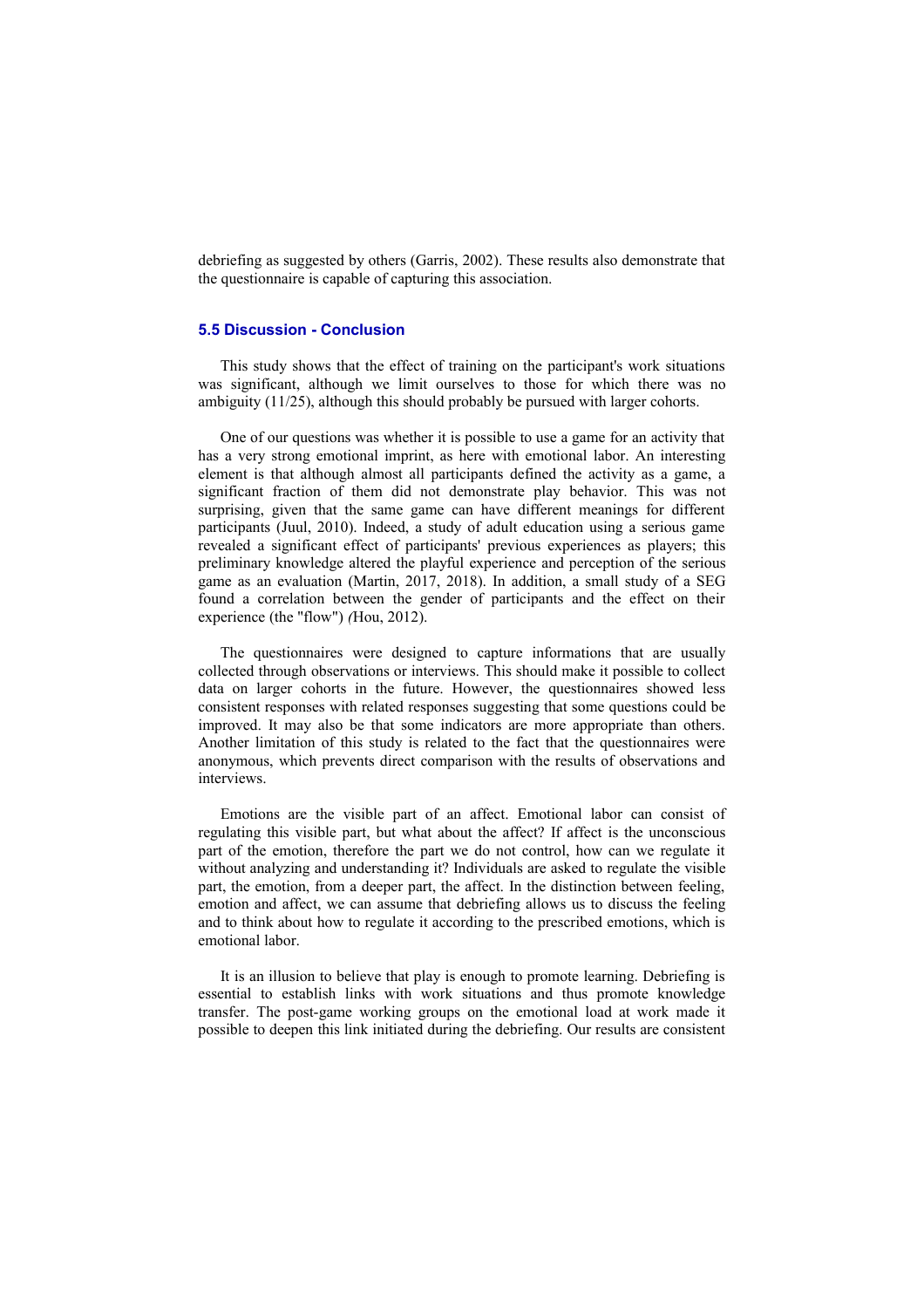debriefing as suggested by others (Garris, 2002). These results also demonstrate that the questionnaire is capable of capturing this association.

### 5.5 Discussion - Conclusion

This study shows that the effect of training on the participant's work situations was significant, although we limit ourselves to those for which there was no ambiguity (11/25), although this should probably be pursued with larger cohorts.

One of our questions was whether it is possible to use a game for an activity that has a very strong emotional imprint, as here with emotional labor. An interesting element is that although almost all participants defined the activity as a game, a significant fraction of them did not demonstrate play behavior. This was not surprising, given that the same game can have different meanings for different participants (Juul, 2010). Indeed, a study of adult education using a serious game revealed a significant effect of participants' previous experiences as players; this preliminary knowledge altered the playful experience and perception of the serious game as an evaluation (Martin, 2017, 2018). In addition, a small study of a SEG found a correlation between the gender of participants and the effect on their experience (the "flow") *(*Hou, 2012).

The questionnaires were designed to capture informations that are usually collected through observations or interviews. This should make it possible to collect data on larger cohorts in the future. However, the questionnaires showed less consistent responses with related responses suggesting that some questions could be improved. It may also be that some indicators are more appropriate than others. Another limitation of this study is related to the fact that the questionnaires were anonymous, which prevents direct comparison with the results of observations and interviews.

Emotions are the visible part of an affect. Emotional labor can consist of regulating this visible part, but what about the affect? If affect is the unconscious part of the emotion, therefore the part we do not control, how can we regulate it without analyzing and understanding it? Individuals are asked to regulate the visible part, the emotion, from a deeper part, the affect. In the distinction between feeling, emotion and affect, we can assume that debriefing allows us to discuss the feeling and to think about how to regulate it according to the prescribed emotions, which is emotional labor.

It is an illusion to believe that play is enough to promote learning. Debriefing is essential to establish links with work situations and thus promote knowledge transfer. The post-game working groups on the emotional load at work made it possible to deepen this link initiated during the debriefing. Our results are consistent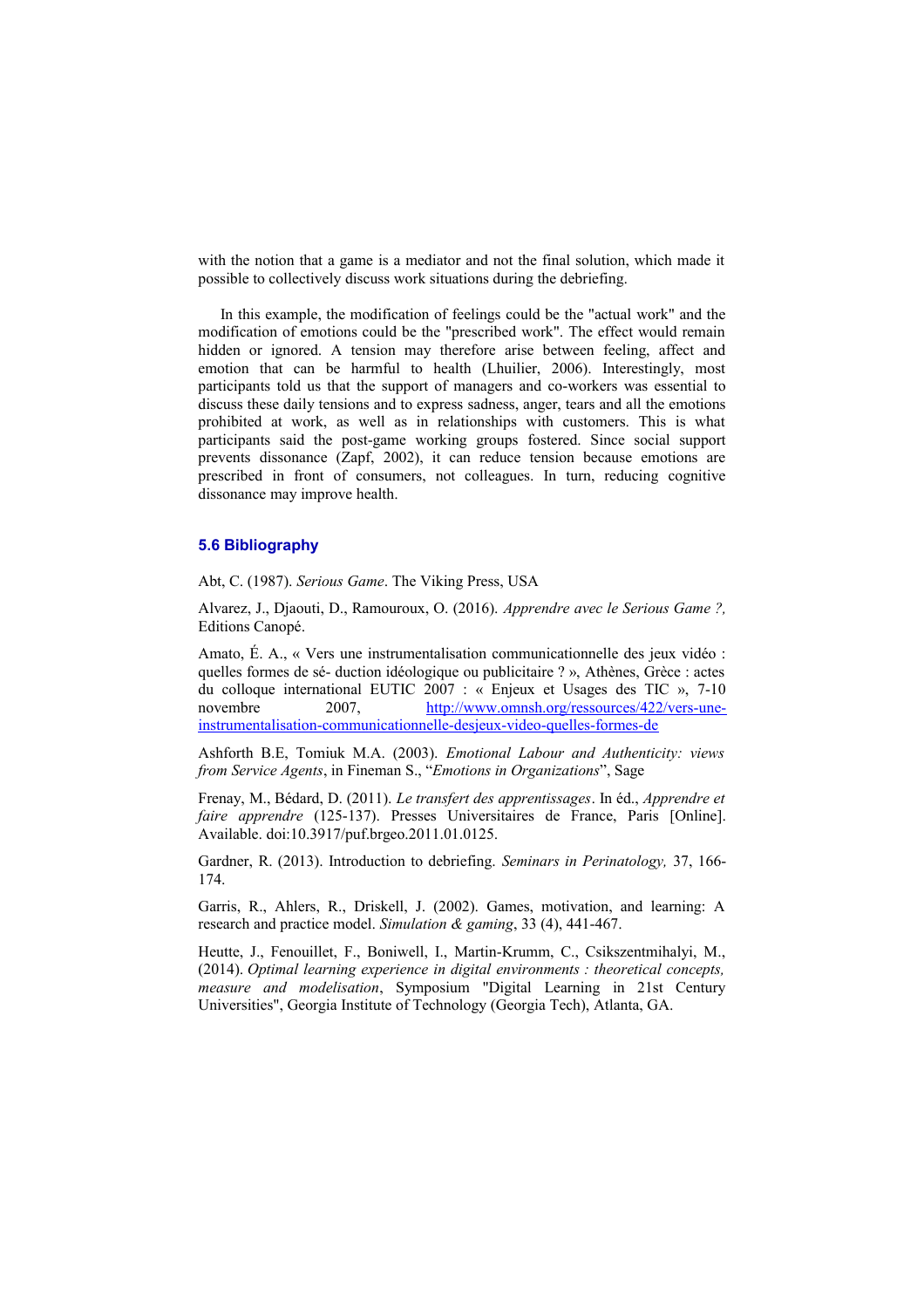with the notion that a game is a mediator and not the final solution, which made it possible to collectively discuss work situations during the debriefing.

In this example, the modification of feelings could be the "actual work" and the modification of emotions could be the "prescribed work". The effect would remain hidden or ignored. A tension may therefore arise between feeling, affect and emotion that can be harmful to health (Lhuilier, 2006). Interestingly, most participants told us that the support of managers and co-workers was essential to discuss these daily tensions and to express sadness, anger, tears and all the emotions prohibited at work, as well as in relationships with customers. This is what participants said the post-game working groups fostered. Since social support prevents dissonance (Zapf, 2002), it can reduce tension because emotions are prescribed in front of consumers, not colleagues. In turn, reducing cognitive dissonance may improve health.

### 5.6 Bibliography

Abt, C. (1987). *Serious Game*. The Viking Press, USA

Alvarez, J., Djaouti, D., Ramouroux, O. (2016). *Apprendre avec le Serious Game ?,* Editions Canopé.

Amato, É. A., « Vers une instrumentalisation communicationnelle des jeux vidéo : quelles formes de sé- duction idéologique ou publicitaire ? », Athènes, Grèce : actes du colloque international EUTIC 2007 : « Enjeux et Usages des TIC », 7-10 novembre 2007, http://www.omnsh.org/ressources/422/vers-une-instrumentalisation-communicationnelle-desjeux-video-quelles-formes-de

Ashforth B.E, Tomiuk M.A. (2003). *Emotional Labour and Authenticity: views from Service Agents*, in Fineman S., "*Emotions in Organizations*", Sage

Frenay, M., Bédard, D. (2011). *Le transfert des apprentissages*. In éd., *Apprendre et faire apprendre* (125-137). Presses Universitaires de France, Paris [Online]. Available. doi:10.3917/puf.brgeo.2011.01.0125.

Gardner, R. (2013). Introduction to debriefing. *Seminars in Perinatology,* 37, 166-174.

Garris, R., Ahlers, R., Driskell, J. (2002). Games, motivation, and learning: A research and practice model. *Simulation & gaming*, 33 (4), 441-467.

Heutte, J., Fenouillet, F., Boniwell, I., Martin-Krumm, C., Csikszentmihalyi, M., (2014). *Optimal learning experience in digital environments : theoretical concepts, measure and modelisation*, Symposium "Digital Learning in 21st Century Universities", Georgia Institute of Technology (Georgia Tech), Atlanta, GA.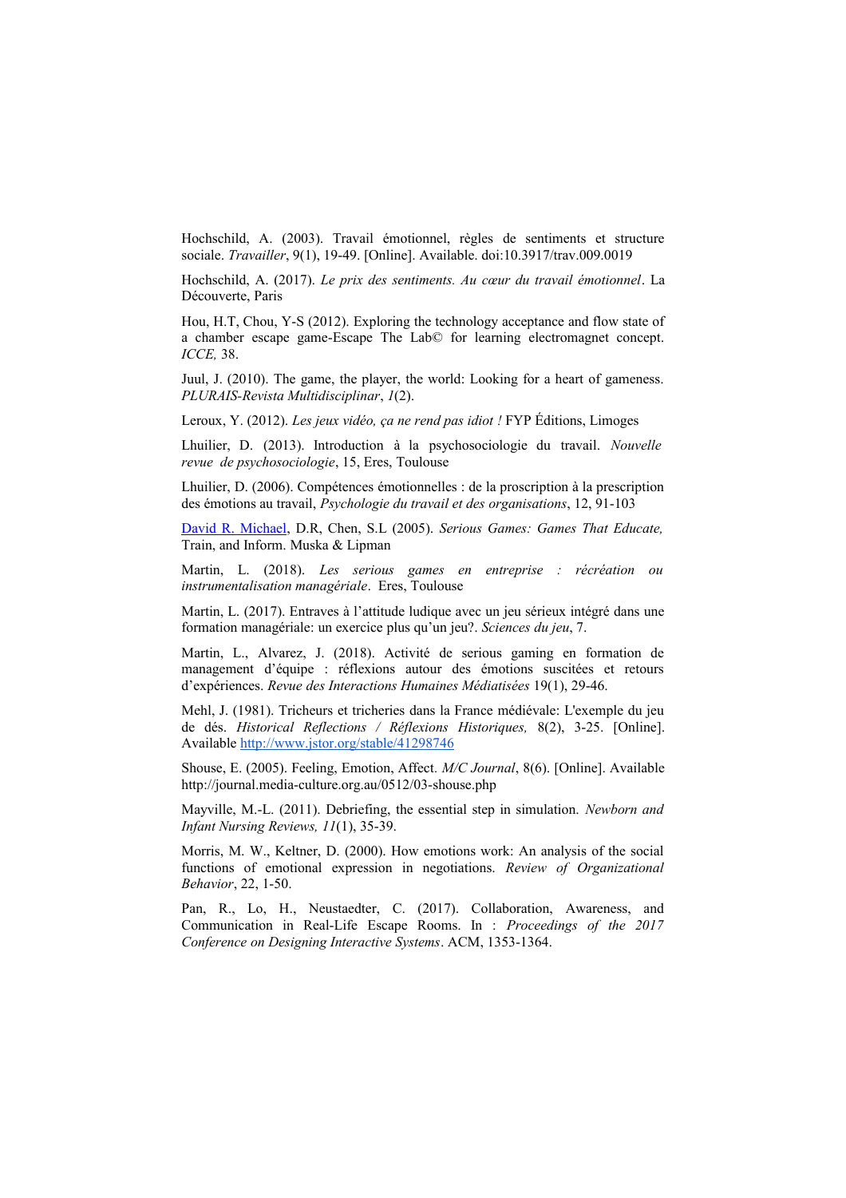Hochschild, A. (2003). Travail émotionnel, règles de sentiments et structure sociale. *Travailler*, 9(1), 19-49. [Online]. Available. doi:10.3917/trav.009.0019

Hochschild, A. (2017). *Le prix des sentiments. Au cœur du travail émotionnel*. La Découverte, Paris

Hou, H.T, Chou, Y-S (2012). Exploring the technology acceptance and flow state of a chamber escape game-Escape The Lab© for learning electromagnet concept. *ICCE,* 38.

Juul, J. (2010). The game, the player, the world: Looking for a heart of gameness. *PLURAIS-Revista Multidisciplinar*, *1*(2).

Leroux, Y. (2012). *Les jeux vidéo, ça ne rend pas idiot !* FYP Éditions, Limoges

Lhuilier, D. (2013). Introduction à la psychosociologie du travail. *Nouvelle revue de psychosociologie*, 15, Eres, Toulouse

Lhuilier, D. (2006). Compétences émotionnelles : de la proscription à la prescription des émotions au travail, *Psychologie du travail et des organisations*, 12, 91-103

David R. Michael, D.R, Chen, S.L (2005). *Serious Games: Games That Educate,* Train, and Inform. Muska & Lipman

Martin, L. (2018). *Les serious games en entreprise : récréation ou instrumentalisation managériale*. Eres, Toulouse

Martin, L. (2017). Entraves à l'attitude ludique avec un jeu sérieux intégré dans une formation managériale: un exercice plus qu'un jeu?. *Sciences du jeu*, 7.

Martin, L., Alvarez, J. (2018). Activité de serious gaming en formation de management d'équipe : réflexions autour des émotions suscitées et retours d'expériences. *Revue des Interactions Humaines Médiatisées* 19(1), 29-46.

Mehl, J. (1981). Tricheurs et tricheries dans la France médiévale: L'exemple du jeu de dés. *Historical Reflections / Réflexions Historiques,* 8(2), 3-25. [Online]. Available http://www.jstor.org/stable/41298746

Shouse, E. (2005). Feeling, Emotion, Affect. *M/C Journal*, 8(6). [Online]. Available http://journal.media-culture.org.au/0512/03-shouse.php

Mayville, M.-L. (2011). Debriefing, the essential step in simulation. *Newborn and Infant Nursing Reviews, 11*(1), 35-39.

Morris, M. W., Keltner, D. (2000). How emotions work: An analysis of the social functions of emotional expression in negotiations. *Review of Organizational Behavior*, 22, 1-50.

Pan, R., Lo, H., Neustaedter, C. (2017). Collaboration, Awareness, and Communication in Real-Life Escape Rooms. In : *Proceedings of the 2017 Conference on Designing Interactive Systems*. ACM, 1353-1364.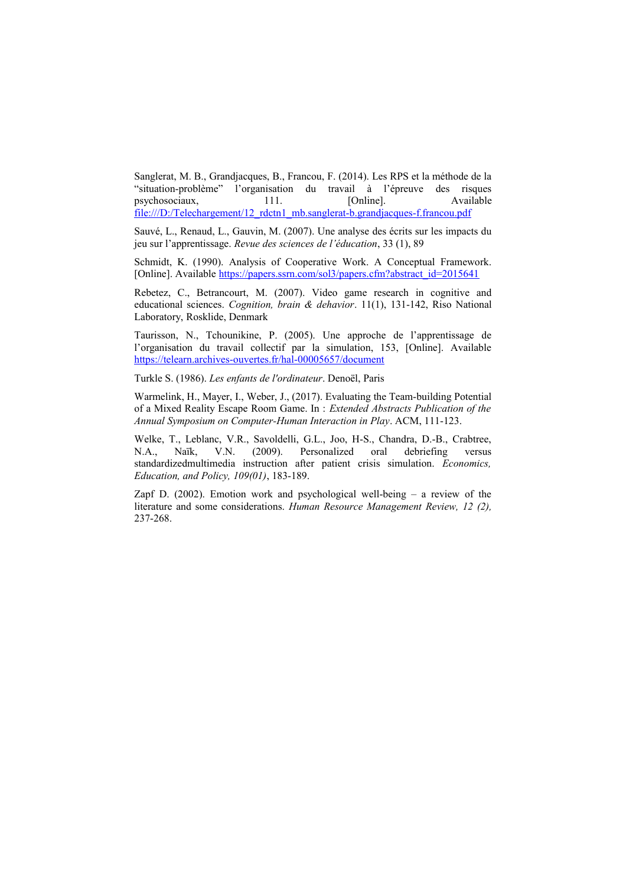Sanglerat, M. B., Grandjacques, B., Francou, F. (2014). Les RPS et la méthode de la "situation-problème" l'organisation du travail à l'épreuve des risques psychosociaux, 111. [Online]. Available file:///D:/Telechargement/12_rdctn1_mb.sanglerat-b.grandjacques-f.francou.pdf

Sauvé, L., Renaud, L., Gauvin, M. (2007). Une analyse des écrits sur les impacts du jeu sur l'apprentissage. *Revue des sciences de l'éducation*, 33 (1), 89

Schmidt, K. (1990). Analysis of Cooperative Work. A Conceptual Framework. [Online]. Available https://papers.ssrn.com/sol3/papers.cfm?abstract_id=2015641

Rebetez, C., Betrancourt, M. (2007). Video game research in cognitive and educational sciences. *Cognition, brain & dehavior*. 11(1), 131-142, Riso National Laboratory, Rosklide, Denmark

Taurisson, N., Tchounikine, P. (2005). Une approche de l'apprentissage de l'organisation du travail collectif par la simulation, 153, [Online]. Available https://telearn.archives-ouvertes.fr/hal-00005657/document

Turkle S. (1986). *Les enfants de l'ordinateur*. Denoël, Paris

Warmelink, H., Mayer, I., Weber, J., (2017). Evaluating the Team-building Potential of a Mixed Reality Escape Room Game. In : *Extended Abstracts Publication of the Annual Symposium on Computer-Human Interaction in Play*. ACM, 111-123.

Welke, T., Leblanc, V.R., Savoldelli, G.L., Joo, H-S., Chandra, D.-B., Crabtree, N.A., Naïk, V.N. (2009). Personalized oral debriefing versus standardizedmultimedia instruction after patient crisis simulation. *Economics, Education, and Policy, 109(01)*, 183-189.

Zapf D. (2002). Emotion work and psychological well-being – a review of the literature and some considerations. *Human Resource Management Review, 12 (2),* 237-268.